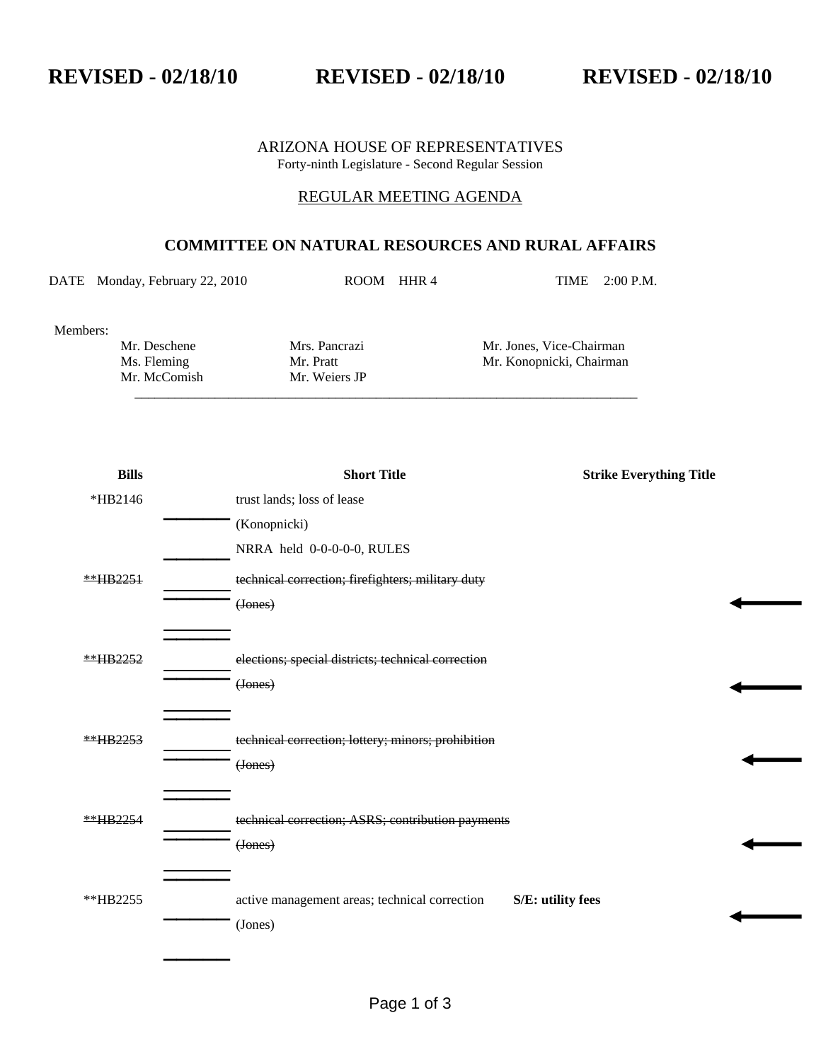**REVISED - 02/18/10 REVISED - 02/18/10 REVISED - 02/18/10**

ARIZONA HOUSE OF REPRESENTATIVES
Forty-ninth Legislature - Second Regular Session

REGULAR MEETING AGENDA

## COMMITTEE ON NATURAL RESOURCES AND RURAL AFFAIRS

DATE Monday, February 22, 2010 ROOM HHR 4 TIME 2:00 P.M.

Members:

| | | |
|---|---|---|
| Mr. Deschene | Mrs. Pancrazi | Mr. Jones, Vice-Chairman |
| Ms. Fleming | Mr. Pratt | Mr. Konopnicki, Chairman |
| Mr. McComish | Mr. Weiers JP | |

| Bills | Short Title | Strike Everything Title |
|---|---|---|
| *HB2146 | trust lands; loss of lease<br>(Konopnicki)<br>NRRA held 0-0-0-0-0, RULES | |
| ~~**HB2251~~ | ~~technical correction; firefighters; military duty~~<br>~~(Jones)~~ | ← |
| ~~**HB2252~~ | ~~elections; special districts; technical correction~~<br>~~(Jones)~~ | ← |
| ~~**HB2253~~ | ~~technical correction; lottery; minors; prohibition~~<br>~~(Jones)~~ | ← |
| ~~**HB2254~~ | ~~technical correction; ASRS; contribution payments~~<br>~~(Jones)~~ | ← |
| **HB2255 | active management areas; technical correction<br>(Jones) | **S/E: utility fees** ← |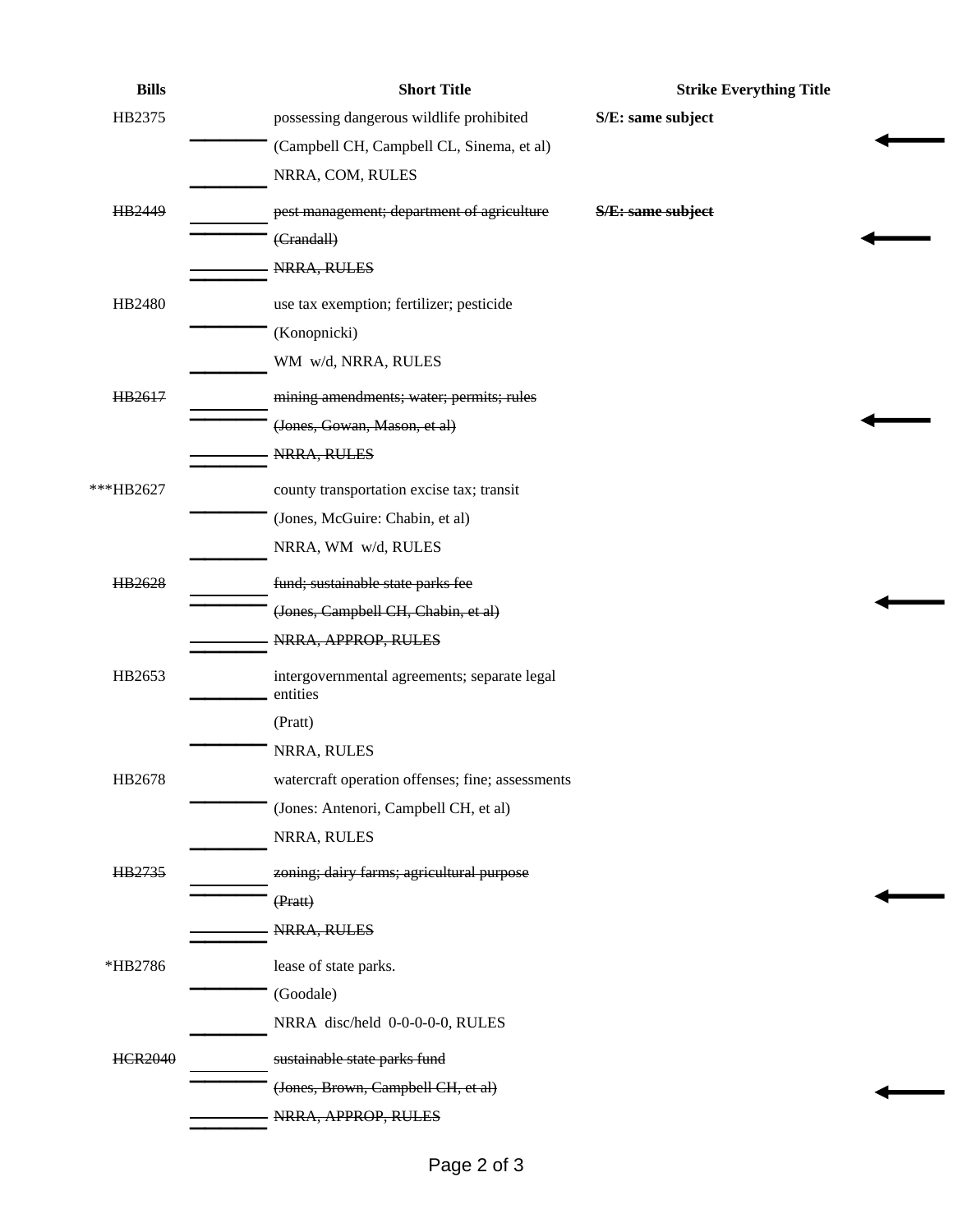| Bills | Short Title | Strike Everything Title |
|---|---|---|
| HB2375 | possessing dangerous wildlife prohibited<br>(Campbell CH, Campbell CL, Sinema, et al)<br>NRRA, COM, RULES | **S/E: same subject** |
| ~~HB2449~~ | ~~pest management; department of agriculture~~<br>~~(Crandall)~~<br>~~NRRA, RULES~~ | ~~**S/E: same subject**~~ |
| HB2480 | use tax exemption; fertilizer; pesticide<br>(Konopnicki)<br>WM w/d, NRRA, RULES | |
| ~~HB2617~~ | ~~mining amendments; water; permits; rules~~<br>~~(Jones, Gowan, Mason, et al)~~<br>~~NRRA, RULES~~ | |
| ***HB2627 | county transportation excise tax; transit<br>(Jones, McGuire: Chabin, et al)<br>NRRA, WM w/d, RULES | |
| ~~HB2628~~ | ~~fund; sustainable state parks fee~~<br>~~(Jones, Campbell CH, Chabin, et al)~~<br>~~NRRA, APPROP, RULES~~ | |
| HB2653 | intergovernmental agreements; separate legal entities<br>(Pratt)<br>NRRA, RULES | |
| HB2678 | watercraft operation offenses; fine; assessments<br>(Jones: Antenori, Campbell CH, et al)<br>NRRA, RULES | |
| ~~HB2735~~ | ~~zoning; dairy farms; agricultural purpose~~<br>~~(Pratt)~~<br>~~NRRA, RULES~~ | |
| *HB2786 | lease of state parks.<br>(Goodale)<br>NRRA disc/held 0-0-0-0-0, RULES | |
| ~~HCR2040~~ | ~~sustainable state parks fund~~<br>~~(Jones, Brown, Campbell CH, et al)~~<br>~~NRRA, APPROP, RULES~~ | |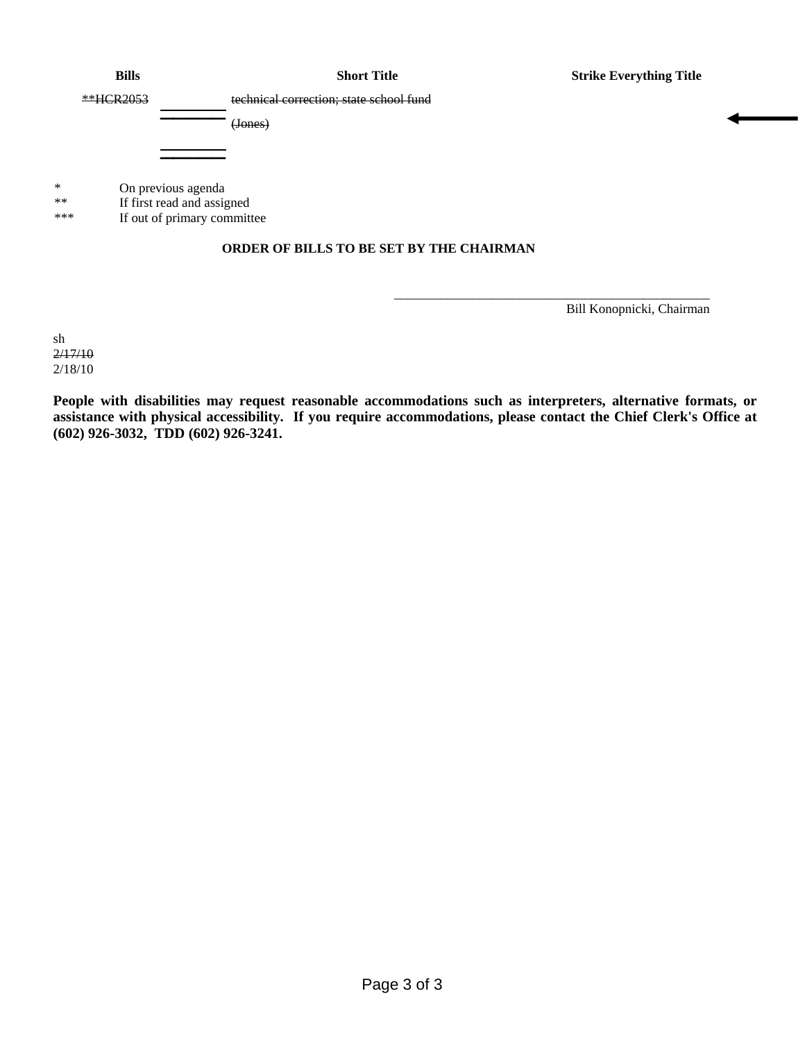| Bills | | Short Title | Strike Everything Title |
|---|---|---|---|
| ~~**HCR2053~~ | | ~~technical correction; state school fund~~ | |
| | | ~~(Jones)~~ | |

\* On previous agenda
\*\* If first read and assigned
\*\*\* If out of primary committee

**ORDER OF BILLS TO BE SET BY THE CHAIRMAN**

\_\_\_\_\_\_\_\_\_\_\_\_\_\_\_\_\_\_\_\_\_\_\_\_\_\_\_\_\_\_\_\_\_\_\_\_\_\_\_\_\_\_\_\_\_\_\_\_\_\_\_\_\_
Bill Konopnicki, Chairman

sh
~~2/17/10~~
2/18/10

**People with disabilities may request reasonable accommodations such as interpreters, alternative formats, or assistance with physical accessibility. If you require accommodations, please contact the Chief Clerk's Office at (602) 926-3032, TDD (602) 926-3241.**